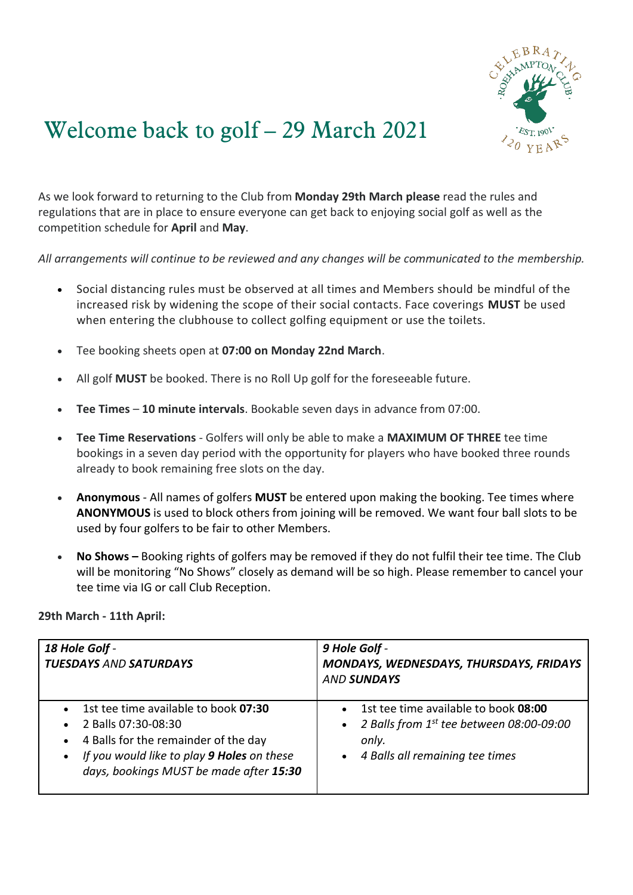# Welcome back to golf – 29 March 2021

As we look forward to returning to the Club from **Monday 29th March please** read the rules and regulations that are in place to ensure everyone can get back to enjoying social golf as well as the competition schedule for **April** and **May**.

*All arrangements will continue to be reviewed and any changes will be communicated to the membership.*

- Social distancing rules must be observed at all times and Members should be mindful of the increased risk by widening the scope of their social contacts. Face coverings **MUST** be used when entering the clubhouse to collect golfing equipment or use the toilets.
- Tee booking sheets open at **07:00 on Monday 22nd March**.
- All golf **MUST** be booked. There is no Roll Up golf for the foreseeable future.
- **Tee Times** – **10 minute intervals**. Bookable seven days in advance from 07:00.
- **Tee Time Reservations** - Golfers will only be able to make a **MAXIMUM OF THREE** tee time bookings in a seven day period with the opportunity for players who have booked three rounds already to book remaining free slots on the day.
- **Anonymous** - All names of golfers **MUST** be entered upon making the booking. Tee times where **ANONYMOUS** is used to block others from joining will be removed. We want four ball slots to be used by four golfers to be fair to other Members.
- **No Shows –** Booking rights of golfers may be removed if they do not fulfil their tee time. The Club will be monitoring "No Shows" closely as demand will be so high. Please remember to cancel your tee time via IG or call Club Reception.

**29th March - 11th April:**

| ***18 Hole Golf*** *-* ***TUESDAYS*** *AND* ***SATURDAYS*** | ***9 Hole Golf*** *-* ***MONDAYS, WEDNESDAYS, THURSDAYS, FRIDAYS*** *AND* ***SUNDAYS*** |
|---|---|
| • 1st tee time available to book **07:30**<br>• 2 Balls 07:30-08:30<br>• 4 Balls for the remainder of the day<br>• *If you would like to play **9 Holes** on these days, bookings MUST be made after **15:30*** | • 1st tee time available to book **08:00**<br>• *2 Balls from 1st tee between 08:00-09:00 only.*<br>• *4 Balls all remaining tee times* |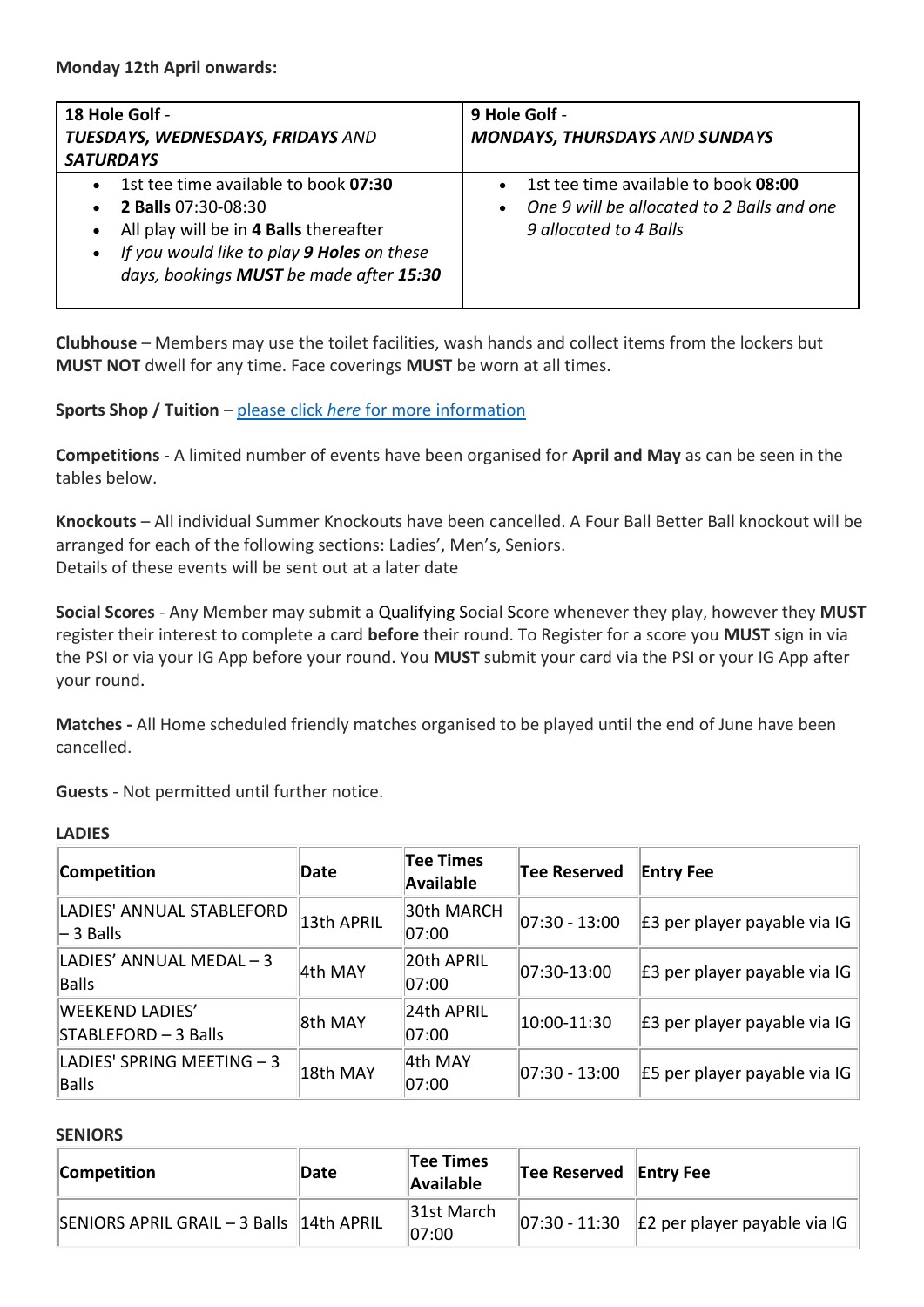**Monday 12th April onwards:**

| **18 Hole Golf** - ***TUESDAYS, WEDNESDAYS, FRIDAYS** AND **SATURDAYS*** | **9 Hole Golf** - ***MONDAYS, THURSDAYS** AND **SUNDAYS*** |
|---|---|
| • 1st tee time available to book **07:30**<br>• **2 Balls** 07:30-08:30<br>• All play will be in **4 Balls** thereafter<br>• *If you would like to play **9 Holes** on these days, bookings **MUST** be made after **15:30*** | • 1st tee time available to book **08:00**<br>• *One 9 will be allocated to 2 Balls and one 9 allocated to 4 Balls* |

**Clubhouse** – Members may use the toilet facilities, wash hands and collect items from the lockers but **MUST NOT** dwell for any time. Face coverings **MUST** be worn at all times.

**Sports Shop / Tuition** – please click *here* for more information

**Competitions** - A limited number of events have been organised for **April and May** as can be seen in the tables below.

**Knockouts** – All individual Summer Knockouts have been cancelled. A Four Ball Better Ball knockout will be arranged for each of the following sections: Ladies', Men's, Seniors.
Details of these events will be sent out at a later date

**Social Scores** - Any Member may submit a Qualifying Social Score whenever they play, however they **MUST** register their interest to complete a card **before** their round. To Register for a score you **MUST** sign in via the PSI or via your IG App before your round. You **MUST** submit your card via the PSI or your IG App after your round.

**Matches -** All Home scheduled friendly matches organised to be played until the end of June have been cancelled.

**Guests** - Not permitted until further notice.

**LADIES**

| **Competition** | **Date** | **Tee Times Available** | **Tee Reserved** | **Entry Fee** |
|---|---|---|---|---|
| LADIES' ANNUAL STABLEFORD – 3 Balls | 13th APRIL | 30th MARCH 07:00 | 07:30 - 13:00 | £3 per player payable via IG |
| LADIES' ANNUAL MEDAL – 3 Balls | 4th MAY | 20th APRIL 07:00 | 07:30-13:00 | £3 per player payable via IG |
| WEEKEND LADIES' STABLEFORD – 3 Balls | 8th MAY | 24th APRIL 07:00 | 10:00-11:30 | £3 per player payable via IG |
| LADIES' SPRING MEETING – 3 Balls | 18th MAY | 4th MAY 07:00 | 07:30 - 13:00 | £5 per player payable via IG |

**SENIORS**

| **Competition** | **Date** | **Tee Times Available** | **Tee Reserved** | **Entry Fee** |
|---|---|---|---|---|
| SENIORS APRIL GRAIL – 3 Balls | 14th APRIL | 31st March 07:00 | 07:30 - 11:30 | £2 per player payable via IG |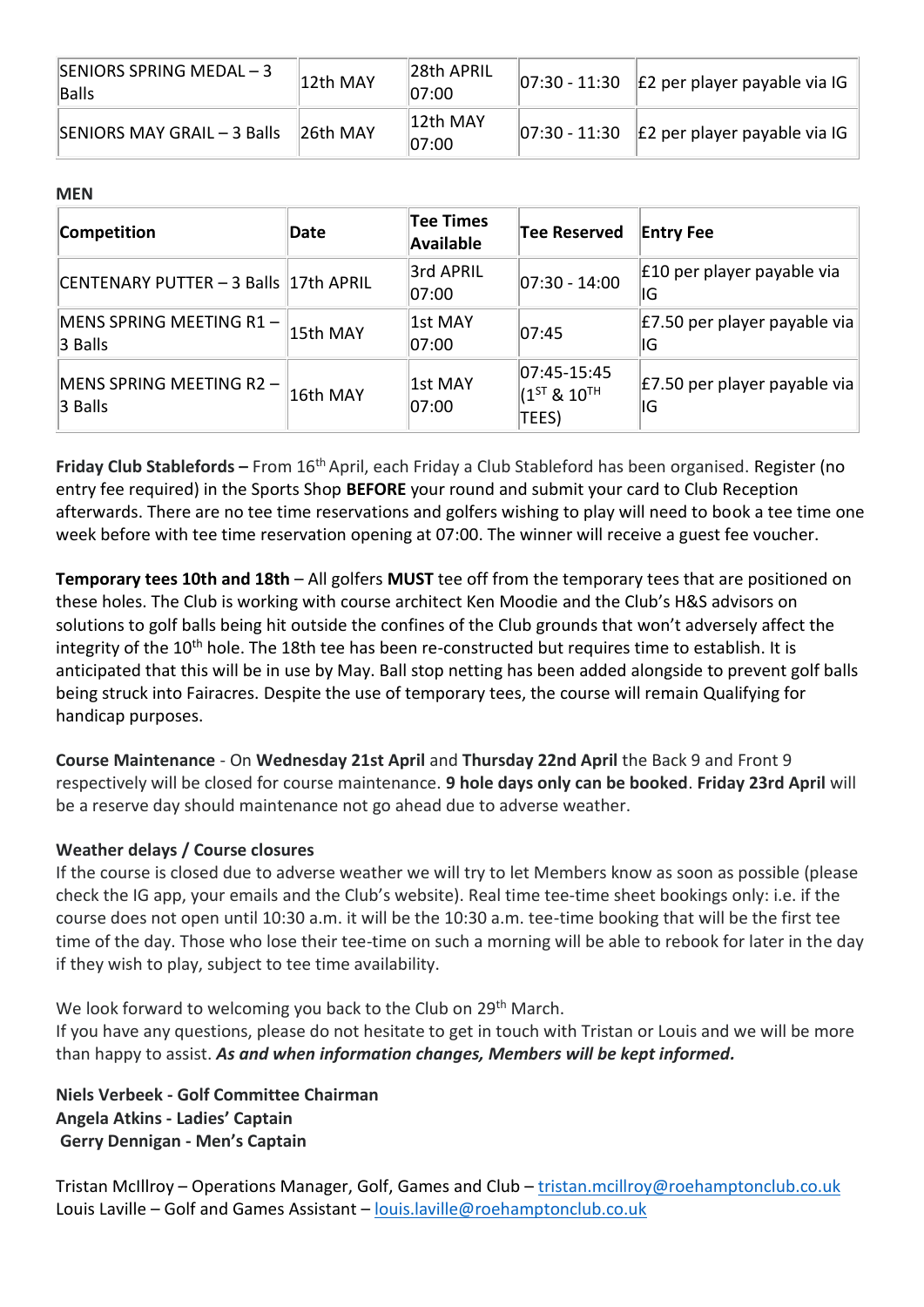| | | | | |
|---|---|---|---|---|
| SENIORS SPRING MEDAL – 3 Balls | 12th MAY | 28th APRIL 07:00 | 07:30 - 11:30 | £2 per player payable via IG |
| SENIORS MAY GRAIL – 3 Balls | 26th MAY | 12th MAY 07:00 | 07:30 - 11:30 | £2 per player payable via IG |

**MEN**

| Competition | Date | Tee Times Available | Tee Reserved | Entry Fee |
|---|---|---|---|---|
| CENTENARY PUTTER – 3 Balls | 17th APRIL | 3rd APRIL 07:00 | 07:30 - 14:00 | £10 per player payable via IG |
| MENS SPRING MEETING R1 – 3 Balls | 15th MAY | 1st MAY 07:00 | 07:45 | £7.50 per player payable via IG |
| MENS SPRING MEETING R2 – 3 Balls | 16th MAY | 1st MAY 07:00 | 07:45-15:45 (1ST & 10TH TEES) | £7.50 per player payable via IG |

**Friday Club Stablefords –** From 16th April, each Friday a Club Stableford has been organised. Register (no entry fee required) in the Sports Shop **BEFORE** your round and submit your card to Club Reception afterwards. There are no tee time reservations and golfers wishing to play will need to book a tee time one week before with tee time reservation opening at 07:00. The winner will receive a guest fee voucher.

**Temporary tees 10th and 18th** – All golfers **MUST** tee off from the temporary tees that are positioned on these holes. The Club is working with course architect Ken Moodie and the Club's H&S advisors on solutions to golf balls being hit outside the confines of the Club grounds that won't adversely affect the integrity of the 10th hole. The 18th tee has been re-constructed but requires time to establish. It is anticipated that this will be in use by May. Ball stop netting has been added alongside to prevent golf balls being struck into Fairacres. Despite the use of temporary tees, the course will remain Qualifying for handicap purposes.

**Course Maintenance** - On **Wednesday 21st April** and **Thursday 22nd April** the Back 9 and Front 9 respectively will be closed for course maintenance. **9 hole days only can be booked**. **Friday 23rd April** will be a reserve day should maintenance not go ahead due to adverse weather.

**Weather delays / Course closures**

If the course is closed due to adverse weather we will try to let Members know as soon as possible (please check the IG app, your emails and the Club's website). Real time tee-time sheet bookings only: i.e. if the course does not open until 10:30 a.m. it will be the 10:30 a.m. tee-time booking that will be the first tee time of the day. Those who lose their tee-time on such a morning will be able to rebook for later in the day if they wish to play, subject to tee time availability.

We look forward to welcoming you back to the Club on 29th March.

If you have any questions, please do not hesitate to get in touch with Tristan or Louis and we will be more than happy to assist. ***As and when information changes, Members will be kept informed.***

**Niels Verbeek - Golf Committee Chairman**
**Angela Atkins - Ladies' Captain**
**Gerry Dennigan - Men's Captain**

Tristan McIllroy – Operations Manager, Golf, Games and Club – tristan.mcillroy@roehamptonclub.co.uk
Louis Laville – Golf and Games Assistant – louis.laville@roehamptonclub.co.uk